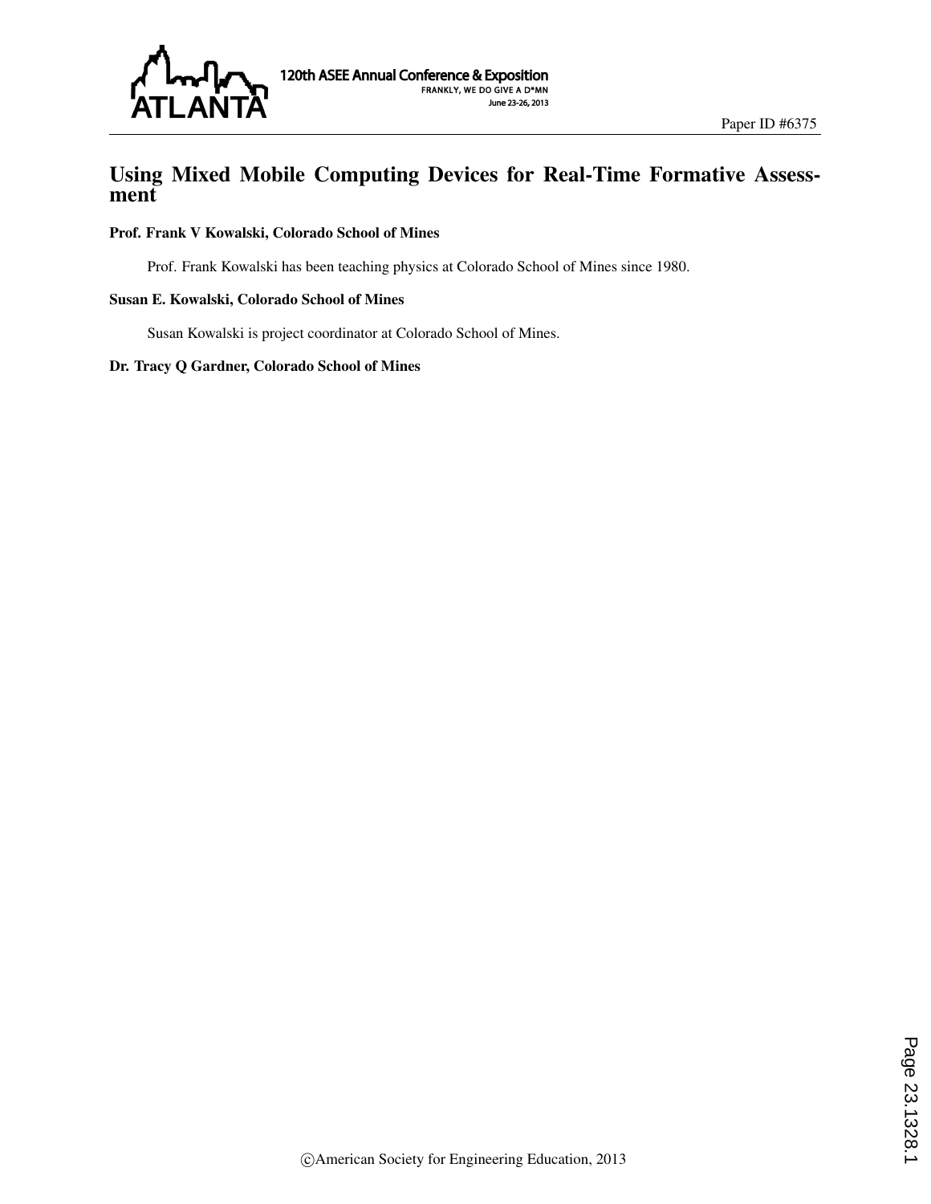# Using Mixed Mobile Computing Devices for Real-Time Formative Assessment

**Prof. Frank V Kowalski, Colorado School of Mines**

Prof. Frank Kowalski has been teaching physics at Colorado School of Mines since 1980.

**Susan E. Kowalski, Colorado School of Mines**

Susan Kowalski is project coordinator at Colorado School of Mines.

**Dr. Tracy Q Gardner, Colorado School of Mines**

©American Society for Engineering Education, 2013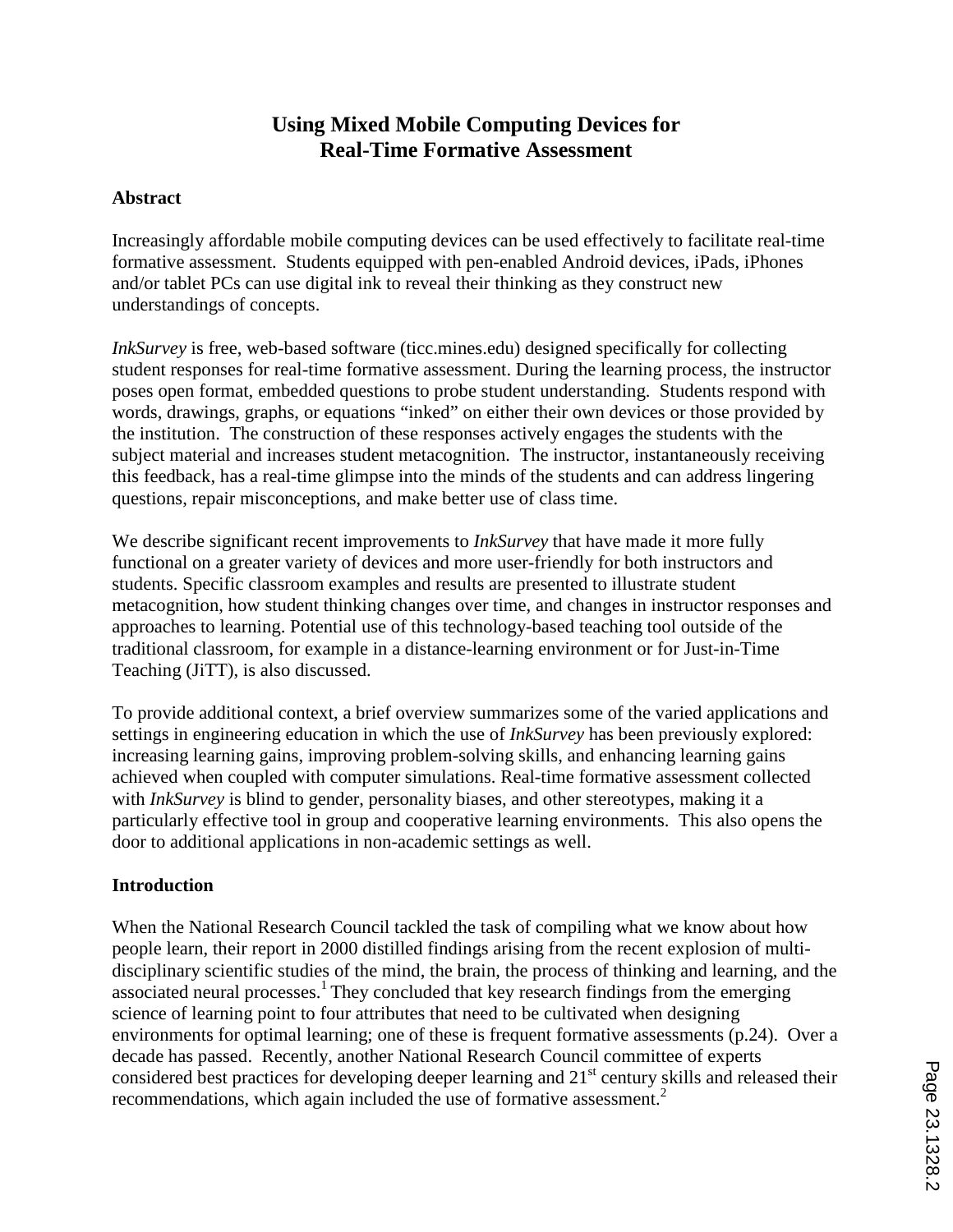# Using Mixed Mobile Computing Devices for Real-Time Formative Assessment

## Abstract

Increasingly affordable mobile computing devices can be used effectively to facilitate real-time formative assessment. Students equipped with pen-enabled Android devices, iPads, iPhones and/or tablet PCs can use digital ink to reveal their thinking as they construct new understandings of concepts.

*InkSurvey* is free, web-based software (ticc.mines.edu) designed specifically for collecting student responses for real-time formative assessment. During the learning process, the instructor poses open format, embedded questions to probe student understanding. Students respond with words, drawings, graphs, or equations "inked" on either their own devices or those provided by the institution. The construction of these responses actively engages the students with the subject material and increases student metacognition. The instructor, instantaneously receiving this feedback, has a real-time glimpse into the minds of the students and can address lingering questions, repair misconceptions, and make better use of class time.

We describe significant recent improvements to *InkSurvey* that have made it more fully functional on a greater variety of devices and more user-friendly for both instructors and students. Specific classroom examples and results are presented to illustrate student metacognition, how student thinking changes over time, and changes in instructor responses and approaches to learning. Potential use of this technology-based teaching tool outside of the traditional classroom, for example in a distance-learning environment or for Just-in-Time Teaching (JiTT), is also discussed.

To provide additional context, a brief overview summarizes some of the varied applications and settings in engineering education in which the use of *InkSurvey* has been previously explored: increasing learning gains, improving problem-solving skills, and enhancing learning gains achieved when coupled with computer simulations. Real-time formative assessment collected with *InkSurvey* is blind to gender, personality biases, and other stereotypes, making it a particularly effective tool in group and cooperative learning environments. This also opens the door to additional applications in non-academic settings as well.

## Introduction

When the National Research Council tackled the task of compiling what we know about how people learn, their report in 2000 distilled findings arising from the recent explosion of multi-disciplinary scientific studies of the mind, the brain, the process of thinking and learning, and the associated neural processes.[1] They concluded that key research findings from the emerging science of learning point to four attributes that need to be cultivated when designing environments for optimal learning; one of these is frequent formative assessments (p.24). Over a decade has passed. Recently, another National Research Council committee of experts considered best practices for developing deeper learning and 21st century skills and released their recommendations, which again included the use of formative assessment.[2]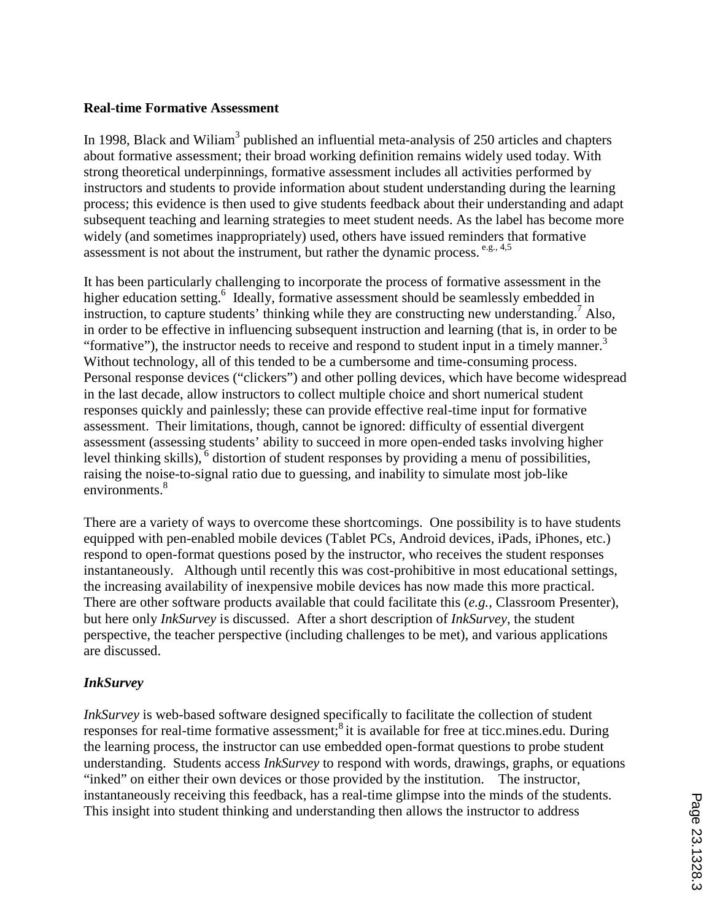## Real-time Formative Assessment

In 1998, Black and Wiliam[3] published an influential meta-analysis of 250 articles and chapters about formative assessment; their broad working definition remains widely used today. With strong theoretical underpinnings, formative assessment includes all activities performed by instructors and students to provide information about student understanding during the learning process; this evidence is then used to give students feedback about their understanding and adapt subsequent teaching and learning strategies to meet student needs. As the label has become more widely (and sometimes inappropriately) used, others have issued reminders that formative assessment is not about the instrument, but rather the dynamic process. [e.g., 4,5]

It has been particularly challenging to incorporate the process of formative assessment in the higher education setting.[6] Ideally, formative assessment should be seamlessly embedded in instruction, to capture students' thinking while they are constructing new understanding.[7] Also, in order to be effective in influencing subsequent instruction and learning (that is, in order to be "formative"), the instructor needs to receive and respond to student input in a timely manner.[3] Without technology, all of this tended to be a cumbersome and time-consuming process. Personal response devices ("clickers") and other polling devices, which have become widespread in the last decade, allow instructors to collect multiple choice and short numerical student responses quickly and painlessly; these can provide effective real-time input for formative assessment. Their limitations, though, cannot be ignored: difficulty of essential divergent assessment (assessing students' ability to succeed in more open-ended tasks involving higher level thinking skills),[6] distortion of student responses by providing a menu of possibilities, raising the noise-to-signal ratio due to guessing, and inability to simulate most job-like environments.[8]

There are a variety of ways to overcome these shortcomings. One possibility is to have students equipped with pen-enabled mobile devices (Tablet PCs, Android devices, iPads, iPhones, etc.) respond to open-format questions posed by the instructor, who receives the student responses instantaneously. Although until recently this was cost-prohibitive in most educational settings, the increasing availability of inexpensive mobile devices has now made this more practical. There are other software products available that could facilitate this (*e.g.*, Classroom Presenter), but here only *InkSurvey* is discussed. After a short description of *InkSurvey*, the student perspective, the teacher perspective (including challenges to be met), and various applications are discussed.

### *InkSurvey*

*InkSurvey* is web-based software designed specifically to facilitate the collection of student responses for real-time formative assessment;[8] it is available for free at ticc.mines.edu. During the learning process, the instructor can use embedded open-format questions to probe student understanding. Students access *InkSurvey* to respond with words, drawings, graphs, or equations "inked" on either their own devices or those provided by the institution. The instructor, instantaneously receiving this feedback, has a real-time glimpse into the minds of the students. This insight into student thinking and understanding then allows the instructor to address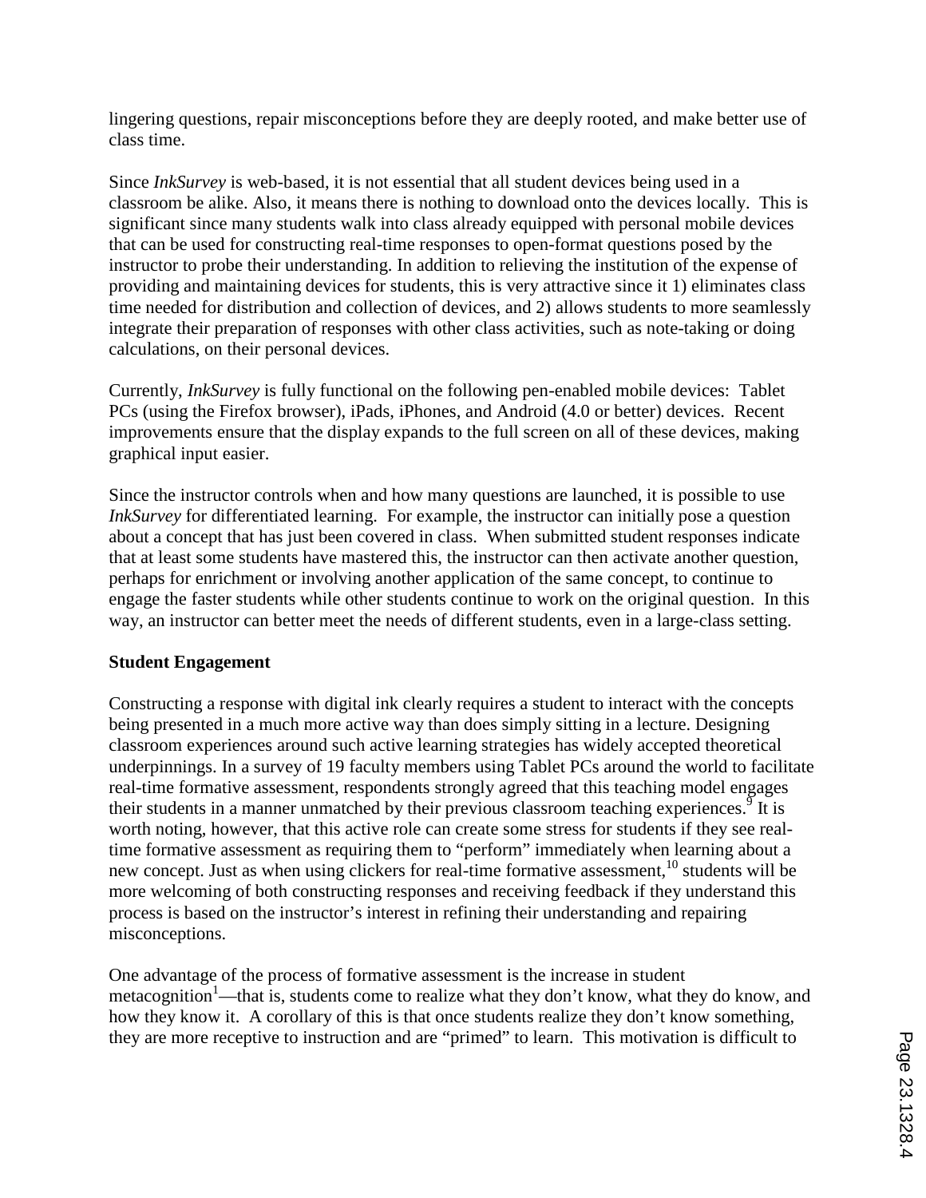lingering questions, repair misconceptions before they are deeply rooted, and make better use of class time.

Since *InkSurvey* is web-based, it is not essential that all student devices being used in a classroom be alike. Also, it means there is nothing to download onto the devices locally. This is significant since many students walk into class already equipped with personal mobile devices that can be used for constructing real-time responses to open-format questions posed by the instructor to probe their understanding. In addition to relieving the institution of the expense of providing and maintaining devices for students, this is very attractive since it 1) eliminates class time needed for distribution and collection of devices, and 2) allows students to more seamlessly integrate their preparation of responses with other class activities, such as note-taking or doing calculations, on their personal devices.

Currently, *InkSurvey* is fully functional on the following pen-enabled mobile devices: Tablet PCs (using the Firefox browser), iPads, iPhones, and Android (4.0 or better) devices. Recent improvements ensure that the display expands to the full screen on all of these devices, making graphical input easier.

Since the instructor controls when and how many questions are launched, it is possible to use *InkSurvey* for differentiated learning. For example, the instructor can initially pose a question about a concept that has just been covered in class. When submitted student responses indicate that at least some students have mastered this, the instructor can then activate another question, perhaps for enrichment or involving another application of the same concept, to continue to engage the faster students while other students continue to work on the original question. In this way, an instructor can better meet the needs of different students, even in a large-class setting.

**Student Engagement**

Constructing a response with digital ink clearly requires a student to interact with the concepts being presented in a much more active way than does simply sitting in a lecture. Designing classroom experiences around such active learning strategies has widely accepted theoretical underpinnings. In a survey of 19 faculty members using Tablet PCs around the world to facilitate real-time formative assessment, respondents strongly agreed that this teaching model engages their students in a manner unmatched by their previous classroom teaching experiences.[9] It is worth noting, however, that this active role can create some stress for students if they see real-time formative assessment as requiring them to "perform" immediately when learning about a new concept. Just as when using clickers for real-time formative assessment,[10] students will be more welcoming of both constructing responses and receiving feedback if they understand this process is based on the instructor's interest in refining their understanding and repairing misconceptions.

One advantage of the process of formative assessment is the increase in student metacognition[1]—that is, students come to realize what they don't know, what they do know, and how they know it. A corollary of this is that once students realize they don't know something, they are more receptive to instruction and are "primed" to learn. This motivation is difficult to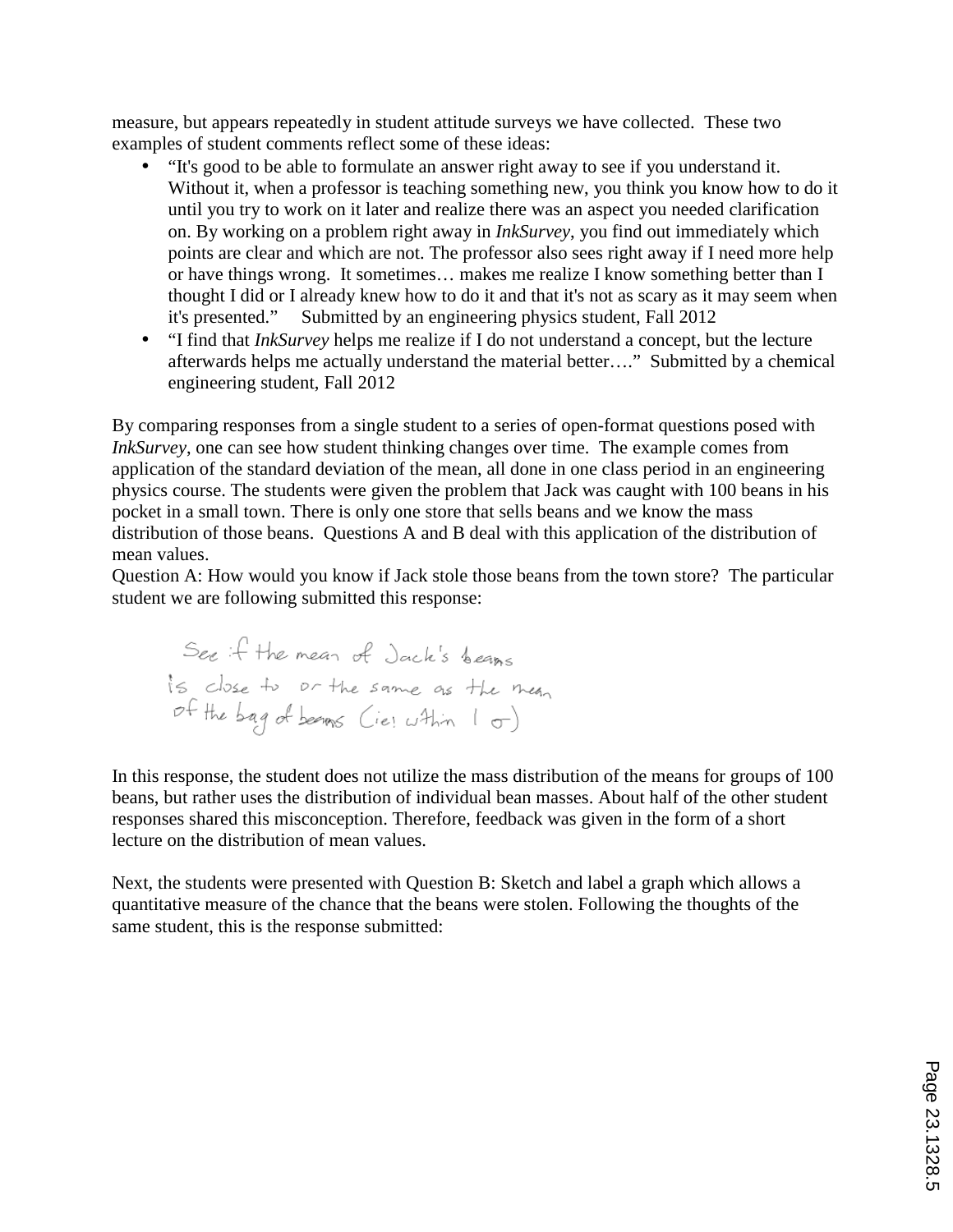measure, but appears repeatedly in student attitude surveys we have collected. These two examples of student comments reflect some of these ideas:

- "It's good to be able to formulate an answer right away to see if you understand it. Without it, when a professor is teaching something new, you think you know how to do it until you try to work on it later and realize there was an aspect you needed clarification on. By working on a problem right away in *InkSurvey*, you find out immediately which points are clear and which are not. The professor also sees right away if I need more help or have things wrong. It sometimes… makes me realize I know something better than I thought I did or I already knew how to do it and that it's not as scary as it may seem when it's presented." Submitted by an engineering physics student, Fall 2012
- "I find that *InkSurvey* helps me realize if I do not understand a concept, but the lecture afterwards helps me actually understand the material better…." Submitted by a chemical engineering student, Fall 2012

By comparing responses from a single student to a series of open-format questions posed with *InkSurvey*, one can see how student thinking changes over time. The example comes from application of the standard deviation of the mean, all done in one class period in an engineering physics course. The students were given the problem that Jack was caught with 100 beans in his pocket in a small town. There is only one store that sells beans and we know the mass distribution of those beans. Questions A and B deal with this application of the distribution of mean values.

Question A: How would you know if Jack stole those beans from the town store? The particular student we are following submitted this response:

See if the mean of Jack's beans is close to or the same as the mean of the bag of beans (ie: within 1 $\sigma$)

In this response, the student does not utilize the mass distribution of the means for groups of 100 beans, but rather uses the distribution of individual bean masses. About half of the other student responses shared this misconception. Therefore, feedback was given in the form of a short lecture on the distribution of mean values.

Next, the students were presented with Question B: Sketch and label a graph which allows a quantitative measure of the chance that the beans were stolen. Following the thoughts of the same student, this is the response submitted: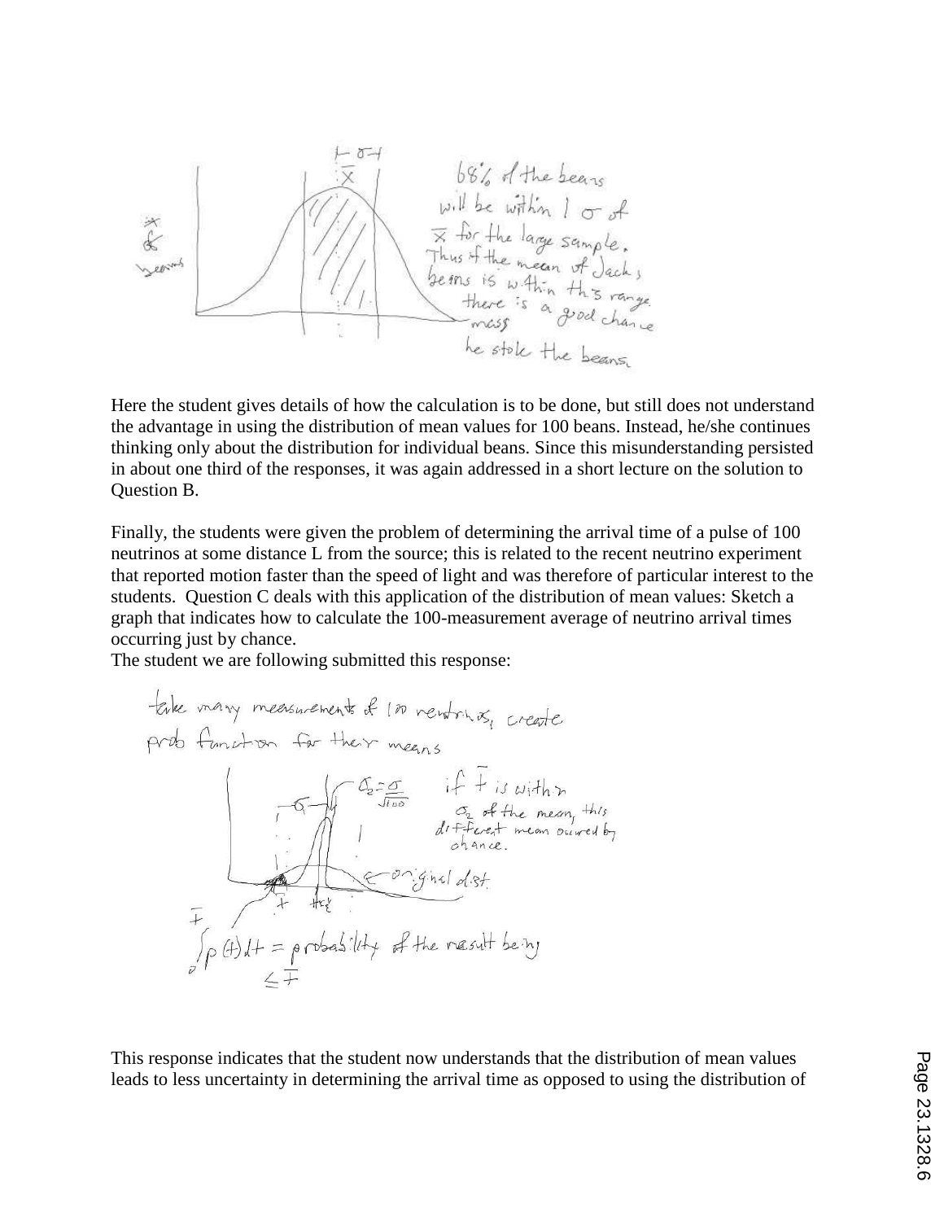Here the student gives details of how the calculation is to be done, but still does not understand the advantage in using the distribution of mean values for 100 beans. Instead, he/she continues thinking only about the distribution for individual beans. Since this misunderstanding persisted in about one third of the responses, it was again addressed in a short lecture on the solution to Question B.

Finally, the students were given the problem of determining the arrival time of a pulse of 100 neutrinos at some distance L from the source; this is related to the recent neutrino experiment that reported motion faster than the speed of light and was therefore of particular interest to the students. Question C deals with this application of the distribution of mean values: Sketch a graph that indicates how to calculate the 100-measurement average of neutrino arrival times occurring just by chance.

The student we are following submitted this response:

This response indicates that the student now understands that the distribution of mean values leads to less uncertainty in determining the arrival time as opposed to using the distribution of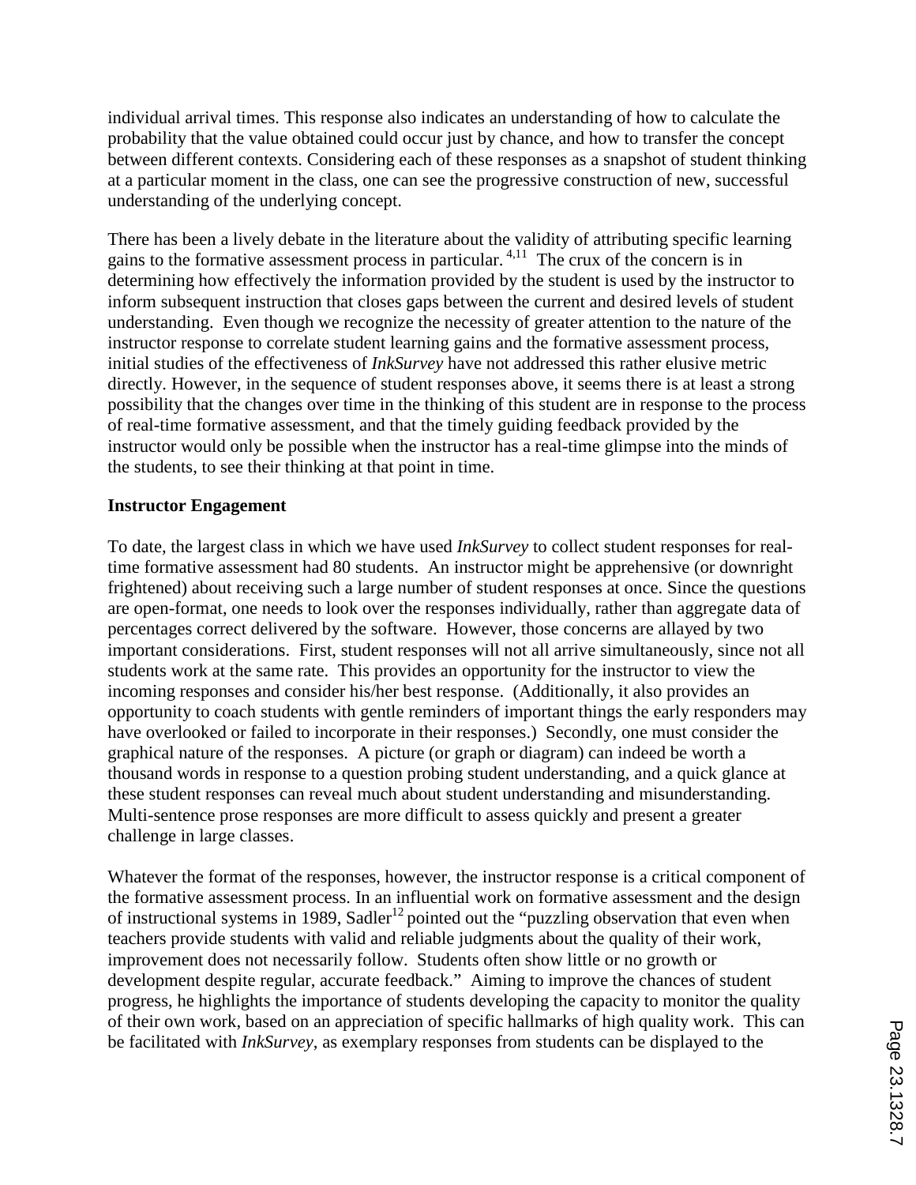individual arrival times. This response also indicates an understanding of how to calculate the probability that the value obtained could occur just by chance, and how to transfer the concept between different contexts. Considering each of these responses as a snapshot of student thinking at a particular moment in the class, one can see the progressive construction of new, successful understanding of the underlying concept.

There has been a lively debate in the literature about the validity of attributing specific learning gains to the formative assessment process in particular. [4,11] The crux of the concern is in determining how effectively the information provided by the student is used by the instructor to inform subsequent instruction that closes gaps between the current and desired levels of student understanding. Even though we recognize the necessity of greater attention to the nature of the instructor response to correlate student learning gains and the formative assessment process, initial studies of the effectiveness of *InkSurvey* have not addressed this rather elusive metric directly. However, in the sequence of student responses above, it seems there is at least a strong possibility that the changes over time in the thinking of this student are in response to the process of real-time formative assessment, and that the timely guiding feedback provided by the instructor would only be possible when the instructor has a real-time glimpse into the minds of the students, to see their thinking at that point in time.

**Instructor Engagement**

To date, the largest class in which we have used *InkSurvey* to collect student responses for real-time formative assessment had 80 students. An instructor might be apprehensive (or downright frightened) about receiving such a large number of student responses at once. Since the questions are open-format, one needs to look over the responses individually, rather than aggregate data of percentages correct delivered by the software. However, those concerns are allayed by two important considerations. First, student responses will not all arrive simultaneously, since not all students work at the same rate. This provides an opportunity for the instructor to view the incoming responses and consider his/her best response. (Additionally, it also provides an opportunity to coach students with gentle reminders of important things the early responders may have overlooked or failed to incorporate in their responses.) Secondly, one must consider the graphical nature of the responses. A picture (or graph or diagram) can indeed be worth a thousand words in response to a question probing student understanding, and a quick glance at these student responses can reveal much about student understanding and misunderstanding. Multi-sentence prose responses are more difficult to assess quickly and present a greater challenge in large classes.

Whatever the format of the responses, however, the instructor response is a critical component of the formative assessment process. In an influential work on formative assessment and the design of instructional systems in 1989, Sadler[12] pointed out the "puzzling observation that even when teachers provide students with valid and reliable judgments about the quality of their work, improvement does not necessarily follow. Students often show little or no growth or development despite regular, accurate feedback." Aiming to improve the chances of student progress, he highlights the importance of students developing the capacity to monitor the quality of their own work, based on an appreciation of specific hallmarks of high quality work. This can be facilitated with *InkSurvey*, as exemplary responses from students can be displayed to the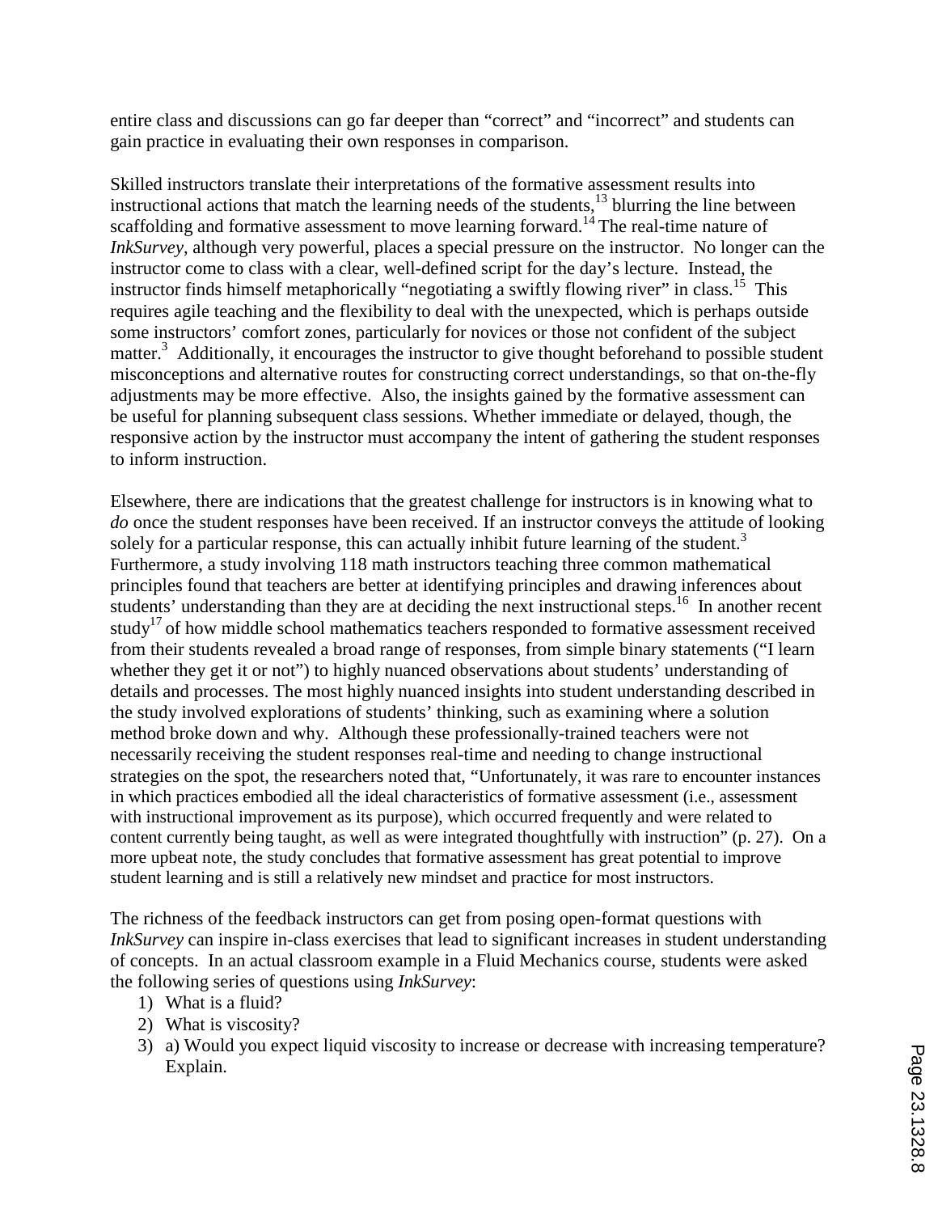entire class and discussions can go far deeper than "correct" and "incorrect" and students can gain practice in evaluating their own responses in comparison.

Skilled instructors translate their interpretations of the formative assessment results into instructional actions that match the learning needs of the students,[13] blurring the line between scaffolding and formative assessment to move learning forward.[14] The real-time nature of *InkSurvey*, although very powerful, places a special pressure on the instructor. No longer can the instructor come to class with a clear, well-defined script for the day's lecture. Instead, the instructor finds himself metaphorically "negotiating a swiftly flowing river" in class.[15] This requires agile teaching and the flexibility to deal with the unexpected, which is perhaps outside some instructors' comfort zones, particularly for novices or those not confident of the subject matter.[3] Additionally, it encourages the instructor to give thought beforehand to possible student misconceptions and alternative routes for constructing correct understandings, so that on-the-fly adjustments may be more effective. Also, the insights gained by the formative assessment can be useful for planning subsequent class sessions. Whether immediate or delayed, though, the responsive action by the instructor must accompany the intent of gathering the student responses to inform instruction.

Elsewhere, there are indications that the greatest challenge for instructors is in knowing what to *do* once the student responses have been received. If an instructor conveys the attitude of looking solely for a particular response, this can actually inhibit future learning of the student.[3] Furthermore, a study involving 118 math instructors teaching three common mathematical principles found that teachers are better at identifying principles and drawing inferences about students' understanding than they are at deciding the next instructional steps.[16] In another recent study[17] of how middle school mathematics teachers responded to formative assessment received from their students revealed a broad range of responses, from simple binary statements ("I learn whether they get it or not") to highly nuanced observations about students' understanding of details and processes. The most highly nuanced insights into student understanding described in the study involved explorations of students' thinking, such as examining where a solution method broke down and why. Although these professionally-trained teachers were not necessarily receiving the student responses real-time and needing to change instructional strategies on the spot, the researchers noted that, "Unfortunately, it was rare to encounter instances in which practices embodied all the ideal characteristics of formative assessment (i.e., assessment with instructional improvement as its purpose), which occurred frequently and were related to content currently being taught, as well as were integrated thoughtfully with instruction" (p. 27). On a more upbeat note, the study concludes that formative assessment has great potential to improve student learning and is still a relatively new mindset and practice for most instructors.

The richness of the feedback instructors can get from posing open-format questions with *InkSurvey* can inspire in-class exercises that lead to significant increases in student understanding of concepts. In an actual classroom example in a Fluid Mechanics course, students were asked the following series of questions using *InkSurvey*:

1) What is a fluid?
2) What is viscosity?
3) a) Would you expect liquid viscosity to increase or decrease with increasing temperature? Explain.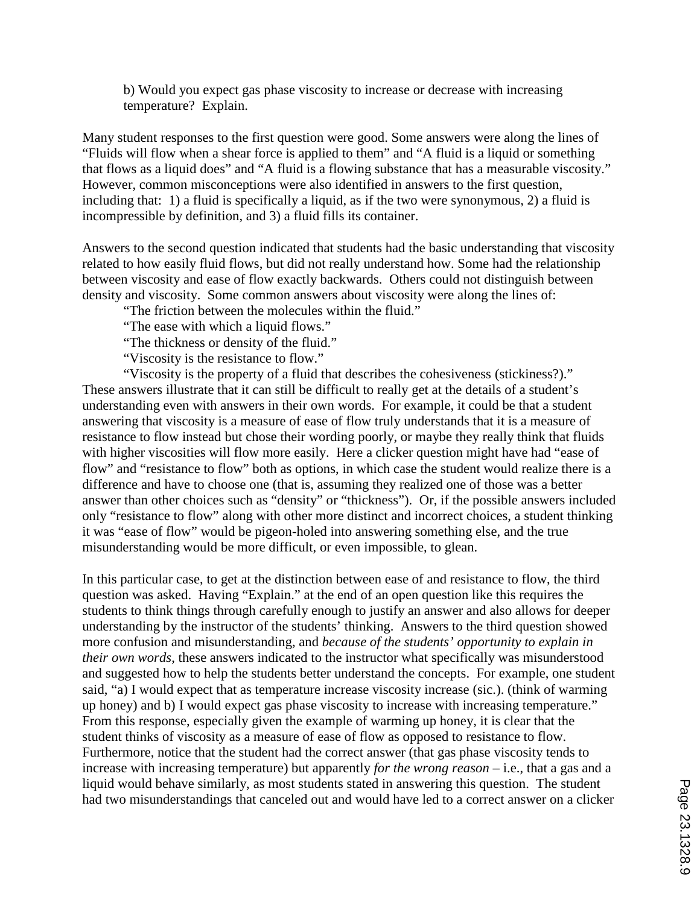b) Would you expect gas phase viscosity to increase or decrease with increasing temperature? Explain.

Many student responses to the first question were good. Some answers were along the lines of "Fluids will flow when a shear force is applied to them" and "A fluid is a liquid or something that flows as a liquid does" and "A fluid is a flowing substance that has a measurable viscosity." However, common misconceptions were also identified in answers to the first question, including that: 1) a fluid is specifically a liquid, as if the two were synonymous, 2) a fluid is incompressible by definition, and 3) a fluid fills its container.

Answers to the second question indicated that students had the basic understanding that viscosity related to how easily fluid flows, but did not really understand how. Some had the relationship between viscosity and ease of flow exactly backwards. Others could not distinguish between density and viscosity. Some common answers about viscosity were along the lines of:

"The friction between the molecules within the fluid."

"The ease with which a liquid flows."

"The thickness or density of the fluid."

"Viscosity is the resistance to flow."

"Viscosity is the property of a fluid that describes the cohesiveness (stickiness?)."

These answers illustrate that it can still be difficult to really get at the details of a student's understanding even with answers in their own words. For example, it could be that a student answering that viscosity is a measure of ease of flow truly understands that it is a measure of resistance to flow instead but chose their wording poorly, or maybe they really think that fluids with higher viscosities will flow more easily. Here a clicker question might have had "ease of flow" and "resistance to flow" both as options, in which case the student would realize there is a difference and have to choose one (that is, assuming they realized one of those was a better answer than other choices such as "density" or "thickness"). Or, if the possible answers included only "resistance to flow" along with other more distinct and incorrect choices, a student thinking it was "ease of flow" would be pigeon-holed into answering something else, and the true misunderstanding would be more difficult, or even impossible, to glean.

In this particular case, to get at the distinction between ease of and resistance to flow, the third question was asked. Having "Explain." at the end of an open question like this requires the students to think things through carefully enough to justify an answer and also allows for deeper understanding by the instructor of the students' thinking. Answers to the third question showed more confusion and misunderstanding, and *because of the students' opportunity to explain in their own words,* these answers indicated to the instructor what specifically was misunderstood and suggested how to help the students better understand the concepts. For example, one student said, "a) I would expect that as temperature increase viscosity increase (sic.). (think of warming up honey) and b) I would expect gas phase viscosity to increase with increasing temperature." From this response, especially given the example of warming up honey, it is clear that the student thinks of viscosity as a measure of ease of flow as opposed to resistance to flow. Furthermore, notice that the student had the correct answer (that gas phase viscosity tends to increase with increasing temperature) but apparently *for the wrong reason* – i.e., that a gas and a liquid would behave similarly, as most students stated in answering this question. The student had two misunderstandings that canceled out and would have led to a correct answer on a clicker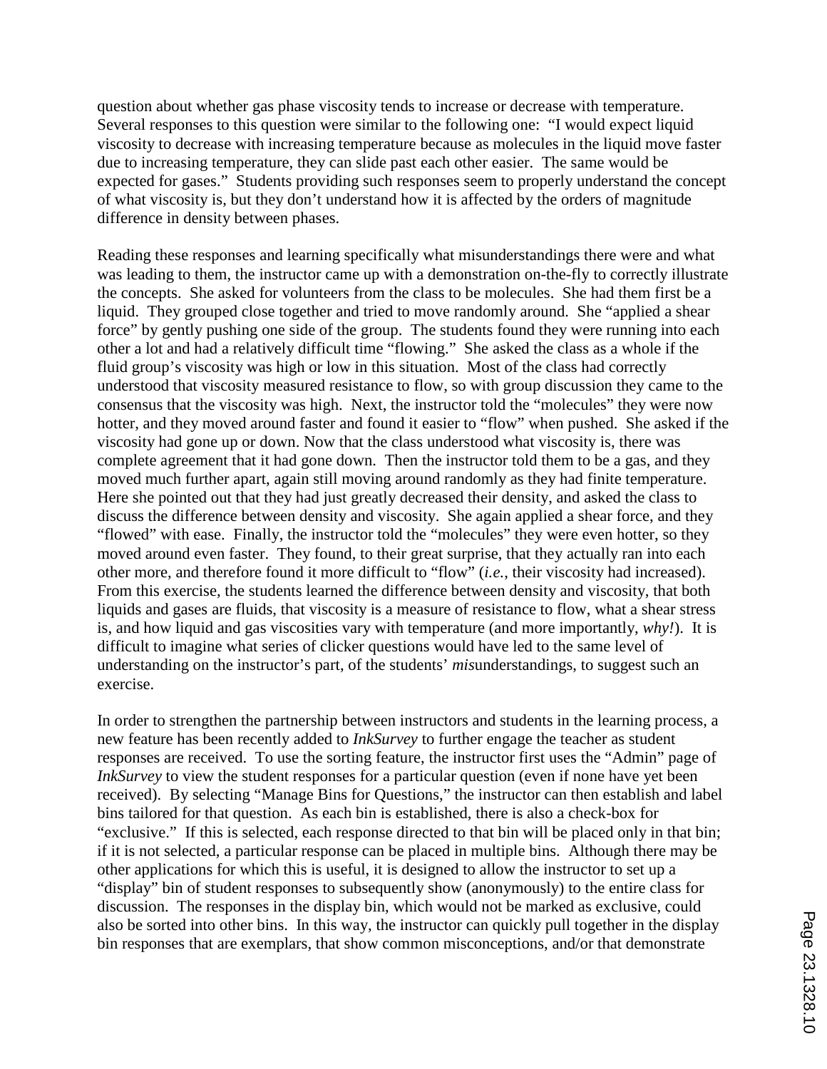question about whether gas phase viscosity tends to increase or decrease with temperature. Several responses to this question were similar to the following one: "I would expect liquid viscosity to decrease with increasing temperature because as molecules in the liquid move faster due to increasing temperature, they can slide past each other easier. The same would be expected for gases." Students providing such responses seem to properly understand the concept of what viscosity is, but they don't understand how it is affected by the orders of magnitude difference in density between phases.

Reading these responses and learning specifically what misunderstandings there were and what was leading to them, the instructor came up with a demonstration on-the-fly to correctly illustrate the concepts. She asked for volunteers from the class to be molecules. She had them first be a liquid. They grouped close together and tried to move randomly around. She "applied a shear force" by gently pushing one side of the group. The students found they were running into each other a lot and had a relatively difficult time "flowing." She asked the class as a whole if the fluid group's viscosity was high or low in this situation. Most of the class had correctly understood that viscosity measured resistance to flow, so with group discussion they came to the consensus that the viscosity was high. Next, the instructor told the "molecules" they were now hotter, and they moved around faster and found it easier to "flow" when pushed. She asked if the viscosity had gone up or down. Now that the class understood what viscosity is, there was complete agreement that it had gone down. Then the instructor told them to be a gas, and they moved much further apart, again still moving around randomly as they had finite temperature. Here she pointed out that they had just greatly decreased their density, and asked the class to discuss the difference between density and viscosity. She again applied a shear force, and they "flowed" with ease. Finally, the instructor told the "molecules" they were even hotter, so they moved around even faster. They found, to their great surprise, that they actually ran into each other more, and therefore found it more difficult to "flow" (*i.e.*, their viscosity had increased). From this exercise, the students learned the difference between density and viscosity, that both liquids and gases are fluids, that viscosity is a measure of resistance to flow, what a shear stress is, and how liquid and gas viscosities vary with temperature (and more importantly, *why!*). It is difficult to imagine what series of clicker questions would have led to the same level of understanding on the instructor's part, of the students' *mis*understandings, to suggest such an exercise.

In order to strengthen the partnership between instructors and students in the learning process, a new feature has been recently added to *InkSurvey* to further engage the teacher as student responses are received. To use the sorting feature, the instructor first uses the "Admin" page of *InkSurvey* to view the student responses for a particular question (even if none have yet been received). By selecting "Manage Bins for Questions," the instructor can then establish and label bins tailored for that question. As each bin is established, there is also a check-box for "exclusive." If this is selected, each response directed to that bin will be placed only in that bin; if it is not selected, a particular response can be placed in multiple bins. Although there may be other applications for which this is useful, it is designed to allow the instructor to set up a "display" bin of student responses to subsequently show (anonymously) to the entire class for discussion. The responses in the display bin, which would not be marked as exclusive, could also be sorted into other bins. In this way, the instructor can quickly pull together in the display bin responses that are exemplars, that show common misconceptions, and/or that demonstrate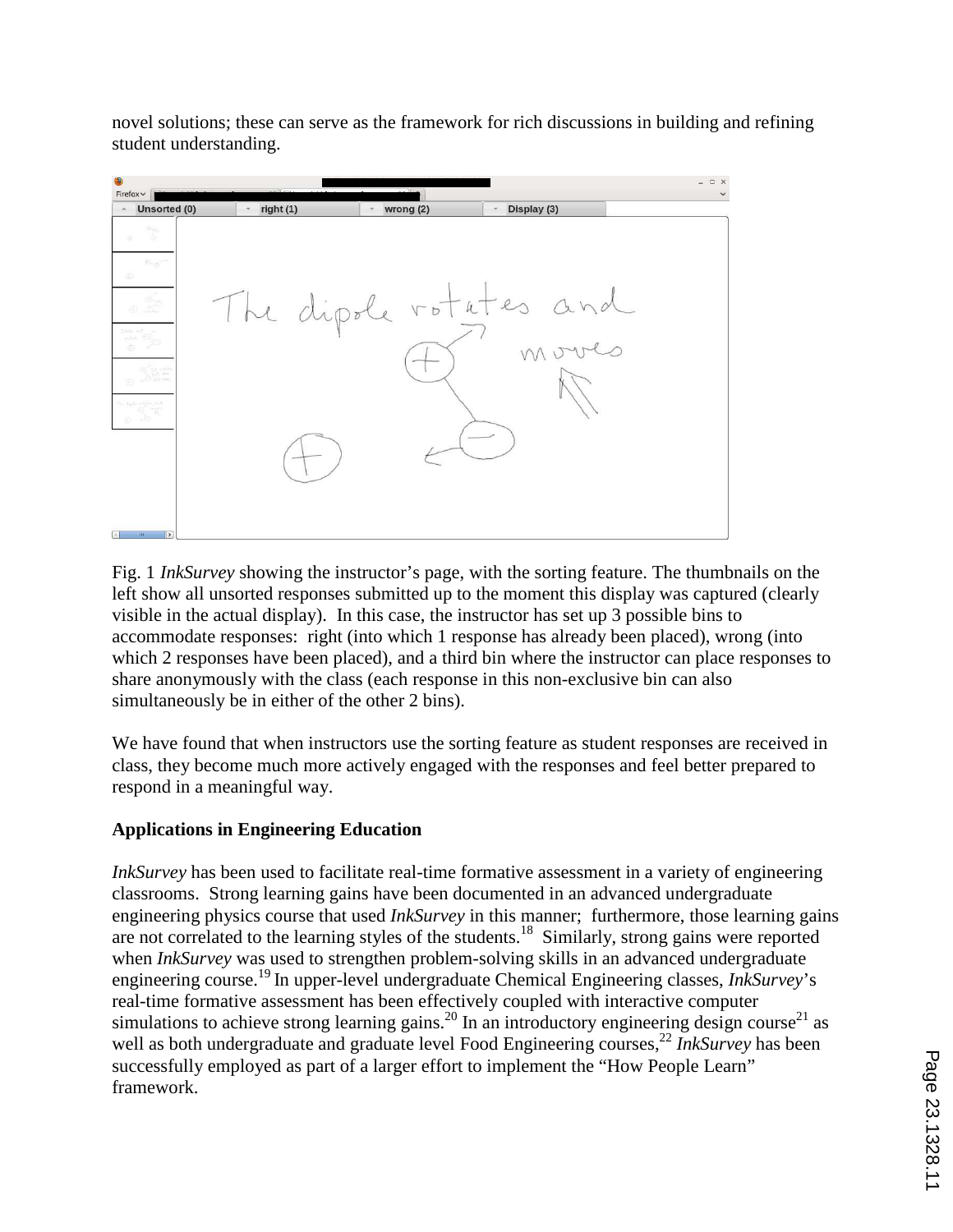novel solutions; these can serve as the framework for rich discussions in building and refining student understanding.

Fig. 1 *InkSurvey* showing the instructor's page, with the sorting feature. The thumbnails on the left show all unsorted responses submitted up to the moment this display was captured (clearly visible in the actual display). In this case, the instructor has set up 3 possible bins to accommodate responses: right (into which 1 response has already been placed), wrong (into which 2 responses have been placed), and a third bin where the instructor can place responses to share anonymously with the class (each response in this non-exclusive bin can also simultaneously be in either of the other 2 bins).

We have found that when instructors use the sorting feature as student responses are received in class, they become much more actively engaged with the responses and feel better prepared to respond in a meaningful way.

**Applications in Engineering Education**

*InkSurvey* has been used to facilitate real-time formative assessment in a variety of engineering classrooms. Strong learning gains have been documented in an advanced undergraduate engineering physics course that used *InkSurvey* in this manner; furthermore, those learning gains are not correlated to the learning styles of the students.[18] Similarly, strong gains were reported when *InkSurvey* was used to strengthen problem-solving skills in an advanced undergraduate engineering course.[19] In upper-level undergraduate Chemical Engineering classes, *InkSurvey*'s real-time formative assessment has been effectively coupled with interactive computer simulations to achieve strong learning gains.[20] In an introductory engineering design course[21] as well as both undergraduate and graduate level Food Engineering courses,[22] *InkSurvey* has been successfully employed as part of a larger effort to implement the "How People Learn" framework.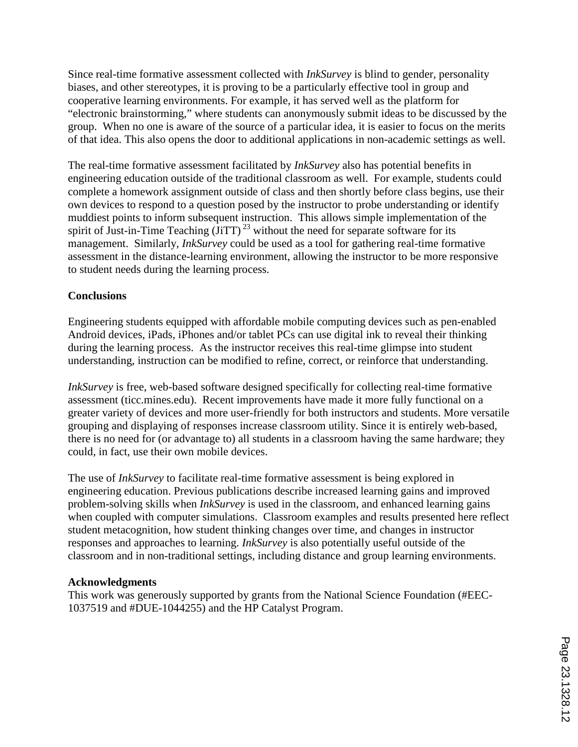Since real-time formative assessment collected with *InkSurvey* is blind to gender, personality biases, and other stereotypes, it is proving to be a particularly effective tool in group and cooperative learning environments. For example, it has served well as the platform for "electronic brainstorming," where students can anonymously submit ideas to be discussed by the group. When no one is aware of the source of a particular idea, it is easier to focus on the merits of that idea. This also opens the door to additional applications in non-academic settings as well.

The real-time formative assessment facilitated by *InkSurvey* also has potential benefits in engineering education outside of the traditional classroom as well. For example, students could complete a homework assignment outside of class and then shortly before class begins, use their own devices to respond to a question posed by the instructor to probe understanding or identify muddiest points to inform subsequent instruction. This allows simple implementation of the spirit of Just-in-Time Teaching (JiTT) [23] without the need for separate software for its management. Similarly, *InkSurvey* could be used as a tool for gathering real-time formative assessment in the distance-learning environment, allowing the instructor to be more responsive to student needs during the learning process.

**Conclusions**

Engineering students equipped with affordable mobile computing devices such as pen-enabled Android devices, iPads, iPhones and/or tablet PCs can use digital ink to reveal their thinking during the learning process. As the instructor receives this real-time glimpse into student understanding, instruction can be modified to refine, correct, or reinforce that understanding.

*InkSurvey* is free, web-based software designed specifically for collecting real-time formative assessment (ticc.mines.edu). Recent improvements have made it more fully functional on a greater variety of devices and more user-friendly for both instructors and students. More versatile grouping and displaying of responses increase classroom utility. Since it is entirely web-based, there is no need for (or advantage to) all students in a classroom having the same hardware; they could, in fact, use their own mobile devices.

The use of *InkSurvey* to facilitate real-time formative assessment is being explored in engineering education. Previous publications describe increased learning gains and improved problem-solving skills when *InkSurvey* is used in the classroom, and enhanced learning gains when coupled with computer simulations. Classroom examples and results presented here reflect student metacognition, how student thinking changes over time, and changes in instructor responses and approaches to learning. *InkSurvey* is also potentially useful outside of the classroom and in non-traditional settings, including distance and group learning environments.

**Acknowledgments**

This work was generously supported by grants from the National Science Foundation (#EEC-1037519 and #DUE-1044255) and the HP Catalyst Program.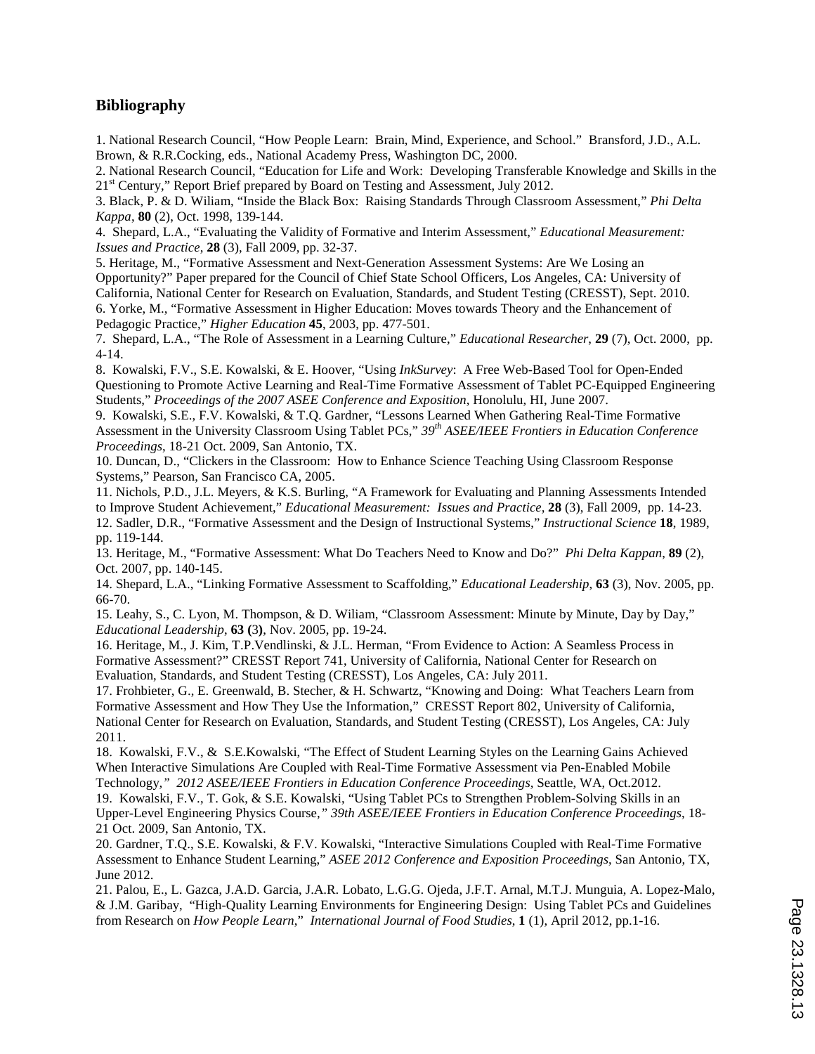## Bibliography

1. National Research Council, "How People Learn: Brain, Mind, Experience, and School." Bransford, J.D., A.L. Brown, & R.R.Cocking, eds., National Academy Press, Washington DC, 2000.
2. National Research Council, "Education for Life and Work: Developing Transferable Knowledge and Skills in the 21st Century," Report Brief prepared by Board on Testing and Assessment, July 2012.
3. Black, P. & D. Wiliam, "Inside the Black Box: Raising Standards Through Classroom Assessment," *Phi Delta Kappa*, **80** (2), Oct. 1998, 139-144.
4. Shepard, L.A., "Evaluating the Validity of Formative and Interim Assessment," *Educational Measurement: Issues and Practice*, **28** (3), Fall 2009, pp. 32-37.
5. Heritage, M., "Formative Assessment and Next-Generation Assessment Systems: Are We Losing an Opportunity?" Paper prepared for the Council of Chief State School Officers, Los Angeles, CA: University of California, National Center for Research on Evaluation, Standards, and Student Testing (CRESST), Sept. 2010.
6. Yorke, M., "Formative Assessment in Higher Education: Moves towards Theory and the Enhancement of Pedagogic Practice," *Higher Education* **45**, 2003, pp. 477-501.
7. Shepard, L.A., "The Role of Assessment in a Learning Culture," *Educational Researcher*, **29** (7), Oct. 2000, pp. 4-14.
8. Kowalski, F.V., S.E. Kowalski, & E. Hoover, "Using *InkSurvey*: A Free Web-Based Tool for Open-Ended Questioning to Promote Active Learning and Real-Time Formative Assessment of Tablet PC-Equipped Engineering Students," *Proceedings of the 2007 ASEE Conference and Exposition*, Honolulu, HI, June 2007.
9. Kowalski, S.E., F.V. Kowalski, & T.Q. Gardner, "Lessons Learned When Gathering Real-Time Formative Assessment in the University Classroom Using Tablet PCs," *39th ASEE/IEEE Frontiers in Education Conference Proceedings*, 18-21 Oct. 2009, San Antonio, TX.
10. Duncan, D., "Clickers in the Classroom: How to Enhance Science Teaching Using Classroom Response Systems," Pearson, San Francisco CA, 2005.
11. Nichols, P.D., J.L. Meyers, & K.S. Burling, "A Framework for Evaluating and Planning Assessments Intended to Improve Student Achievement," *Educational Measurement: Issues and Practice*, **28** (3), Fall 2009, pp. 14-23.
12. Sadler, D.R., "Formative Assessment and the Design of Instructional Systems," *Instructional Science* **18**, 1989, pp. 119-144.
13. Heritage, M., "Formative Assessment: What Do Teachers Need to Know and Do?" *Phi Delta Kappan*, **89** (2), Oct. 2007, pp. 140-145.
14. Shepard, L.A., "Linking Formative Assessment to Scaffolding," *Educational Leadership*, **63** (3), Nov. 2005, pp. 66-70.
15. Leahy, S., C. Lyon, M. Thompson, & D. Wiliam, "Classroom Assessment: Minute by Minute, Day by Day," *Educational Leadership*, **63 (3)**, Nov. 2005, pp. 19-24.
16. Heritage, M., J. Kim, T.P.Vendlinski, & J.L. Herman, "From Evidence to Action: A Seamless Process in Formative Assessment?" CRESST Report 741, University of California, National Center for Research on Evaluation, Standards, and Student Testing (CRESST), Los Angeles, CA: July 2011.
17. Frohbieter, G., E. Greenwald, B. Stecher, & H. Schwartz, "Knowing and Doing: What Teachers Learn from Formative Assessment and How They Use the Information," CRESST Report 802, University of California, National Center for Research on Evaluation, Standards, and Student Testing (CRESST), Los Angeles, CA: July 2011.
18. Kowalski, F.V., & S.E.Kowalski, "The Effect of Student Learning Styles on the Learning Gains Achieved When Interactive Simulations Are Coupled with Real-Time Formative Assessment via Pen-Enabled Mobile Technology," *2012 ASEE/IEEE Frontiers in Education Conference Proceedings*, Seattle, WA, Oct.2012.
19. Kowalski, F.V., T. Gok, & S.E. Kowalski, "Using Tablet PCs to Strengthen Problem-Solving Skills in an Upper-Level Engineering Physics Course," *39th ASEE/IEEE Frontiers in Education Conference Proceedings*, 18-21 Oct. 2009, San Antonio, TX.
20. Gardner, T.Q., S.E. Kowalski, & F.V. Kowalski, "Interactive Simulations Coupled with Real-Time Formative Assessment to Enhance Student Learning," *ASEE 2012 Conference and Exposition Proceedings*, San Antonio, TX, June 2012.
21. Palou, E., L. Gazca, J.A.D. Garcia, J.A.R. Lobato, L.G.G. Ojeda, J.F.T. Arnal, M.T.J. Munguia, A. Lopez-Malo, & J.M. Garibay, "High-Quality Learning Environments for Engineering Design: Using Tablet PCs and Guidelines from Research on *How People Learn*," *International Journal of Food Studies*, **1** (1), April 2012, pp.1-16.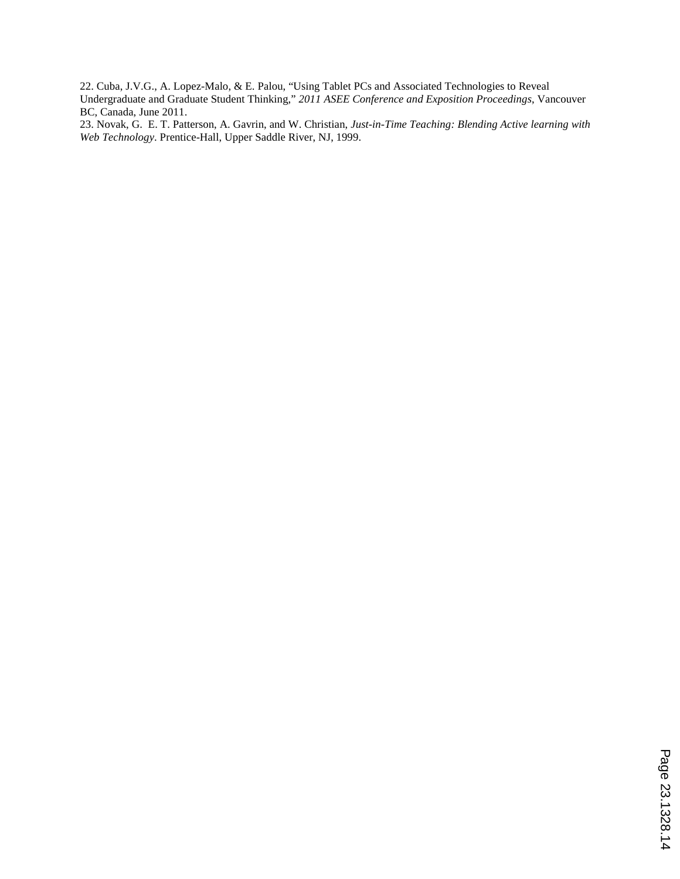22. Cuba, J.V.G., A. Lopez-Malo, & E. Palou, "Using Tablet PCs and Associated Technologies to Reveal Undergraduate and Graduate Student Thinking," *2011 ASEE Conference and Exposition Proceedings*, Vancouver BC, Canada, June 2011.

23. Novak, G. E. T. Patterson, A. Gavrin, and W. Christian, *Just-in-Time Teaching: Blending Active learning with Web Technology*. Prentice-Hall, Upper Saddle River, NJ, 1999.